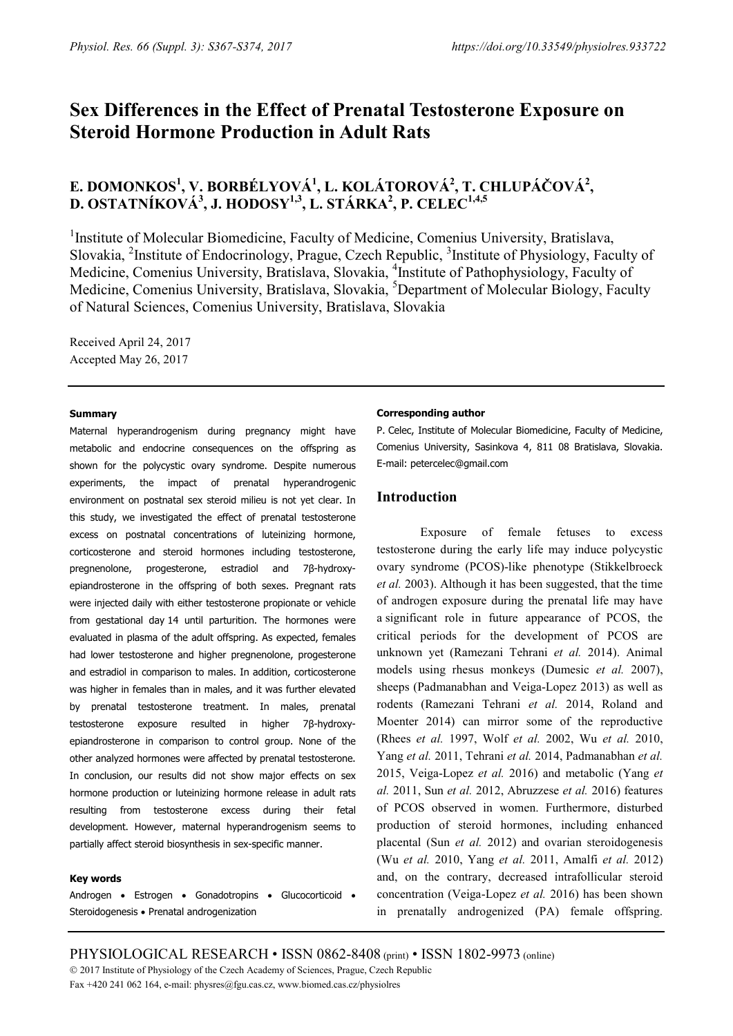# Sex Differences in the Effect of Prenatal Testosterone Exposure on Steroid Hormone Production in Adult Rats

**E. DOMONKOS[1], V. BORBÉLYOVÁ[1], L. KOLÁTOROVÁ[2], T. CHLUPÁČOVÁ[2], D. OSTATNÍKOVÁ[3], J. HODOSY[1,3], L. STÁRKA[2], P. CELEC[1,4,5]**

[1]Institute of Molecular Biomedicine, Faculty of Medicine, Comenius University, Bratislava, Slovakia, [2]Institute of Endocrinology, Prague, Czech Republic, [3]Institute of Physiology, Faculty of Medicine, Comenius University, Bratislava, Slovakia, [4]Institute of Pathophysiology, Faculty of Medicine, Comenius University, Bratislava, Slovakia, [5]Department of Molecular Biology, Faculty of Natural Sciences, Comenius University, Bratislava, Slovakia

Received April 24, 2017
Accepted May 26, 2017

### Summary

Maternal hyperandrogenism during pregnancy might have metabolic and endocrine consequences on the offspring as shown for the polycystic ovary syndrome. Despite numerous experiments, the impact of prenatal hyperandrogenic environment on postnatal sex steroid milieu is not yet clear. In this study, we investigated the effect of prenatal testosterone excess on postnatal concentrations of luteinizing hormone, corticosterone and steroid hormones including testosterone, pregnenolone, progesterone, estradiol and 7β-hydroxy-epiandrosterone in the offspring of both sexes. Pregnant rats were injected daily with either testosterone propionate or vehicle from gestational day 14 until parturition. The hormones were evaluated in plasma of the adult offspring. As expected, females had lower testosterone and higher pregnenolone, progesterone and estradiol in comparison to males. In addition, corticosterone was higher in females than in males, and it was further elevated by prenatal testosterone treatment. In males, prenatal testosterone exposure resulted in higher 7β-hydroxy-epiandrosterone in comparison to control group. None of the other analyzed hormones were affected by prenatal testosterone. In conclusion, our results did not show major effects on sex hormone production or luteinizing hormone release in adult rats resulting from testosterone excess during their fetal development. However, maternal hyperandrogenism seems to partially affect steroid biosynthesis in sex-specific manner.

### Key words

Androgen • Estrogen • Gonadotropins • Glucocorticoid • Steroidogenesis • Prenatal androgenization

### Corresponding author

P. Celec, Institute of Molecular Biomedicine, Faculty of Medicine, Comenius University, Sasinkova 4, 811 08 Bratislava, Slovakia. E-mail: petercelec@gmail.com

## Introduction

Exposure of female fetuses to excess testosterone during the early life may induce polycystic ovary syndrome (PCOS)-like phenotype (Stikkelbroeck *et al.* 2003). Although it has been suggested, that the time of androgen exposure during the prenatal life may have a significant role in future appearance of PCOS, the critical periods for the development of PCOS are unknown yet (Ramezani Tehrani *et al.* 2014). Animal models using rhesus monkeys (Dumesic *et al.* 2007), sheeps (Padmanabhan and Veiga-Lopez 2013) as well as rodents (Ramezani Tehrani *et al.* 2014, Roland and Moenter 2014) can mirror some of the reproductive (Rhees *et al.* 1997, Wolf *et al.* 2002, Wu *et al.* 2010, Yang *et al.* 2011, Tehrani *et al.* 2014, Padmanabhan *et al.* 2015, Veiga-Lopez *et al.* 2016) and metabolic (Yang *et al.* 2011, Sun *et al.* 2012, Abruzzese *et al.* 2016) features of PCOS observed in women. Furthermore, disturbed production of steroid hormones, including enhanced placental (Sun *et al.* 2012) and ovarian steroidogenesis (Wu *et al.* 2010, Yang *et al.* 2011, Amalfi *et al.* 2012) and, on the contrary, decreased intrafollicular steroid concentration (Veiga-Lopez *et al.* 2016) has been shown in prenatally androgenized (PA) female offspring.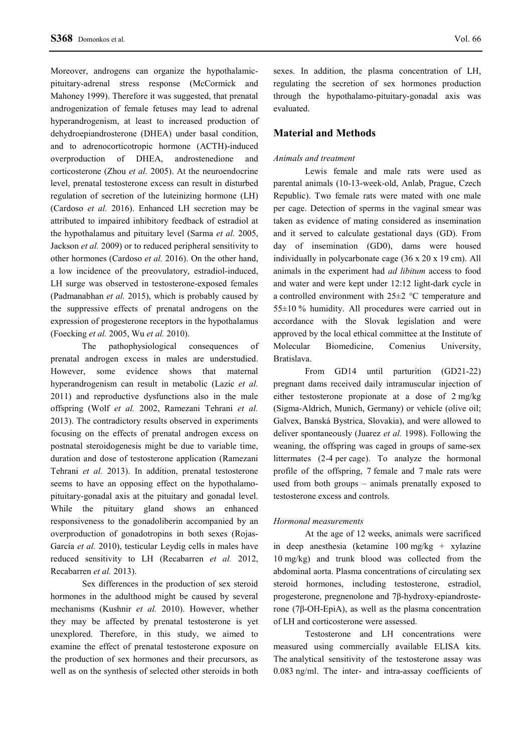Moreover, androgens can organize the hypothalamic-pituitary-adrenal stress response (McCormick and Mahoney 1999). Therefore it was suggested, that prenatal androgenization of female fetuses may lead to adrenal hyperandrogenism, at least to increased production of dehydroepiandrosterone (DHEA) under basal condition, and to adrenocorticotropic hormone (ACTH)-induced overproduction of DHEA, androstenedione and corticosterone (Zhou *et al.* 2005). At the neuroendocrine level, prenatal testosterone excess can result in disturbed regulation of secretion of the luteinizing hormone (LH) (Cardoso *et al.* 2016). Enhanced LH secretion may be attributed to impaired inhibitory feedback of estradiol at the hypothalamus and pituitary level (Sarma *et al.* 2005, Jackson *et al.* 2009) or to reduced peripheral sensitivity to other hormones (Cardoso *et al.* 2016). On the other hand, a low incidence of the preovulatory, estradiol-induced, LH surge was observed in testosterone-exposed females (Padmanabhan *et al.* 2015), which is probably caused by the suppressive effects of prenatal androgens on the expression of progesterone receptors in the hypothalamus (Foecking *et al.* 2005, Wu *et al.* 2010).

The pathophysiological consequences of prenatal androgen excess in males are understudied. However, some evidence shows that maternal hyperandrogenism can result in metabolic (Lazic *et al.* 2011) and reproductive dysfunctions also in the male offspring (Wolf *et al.* 2002, Ramezani Tehrani *et al.* 2013). The contradictory results observed in experiments focusing on the effects of prenatal androgen excess on postnatal steroidogenesis might be due to variable time, duration and dose of testosterone application (Ramezani Tehrani *et al.* 2013). In addition, prenatal testosterone seems to have an opposing effect on the hypothalamo-pituitary-gonadal axis at the pituitary and gonadal level. While the pituitary gland shows an enhanced responsiveness to the gonadoliberin accompanied by an overproduction of gonadotropins in both sexes (Rojas-García *et al.* 2010), testicular Leydig cells in males have reduced sensitivity to LH (Recabarren *et al.* 2012, Recabarren *et al.* 2013).

Sex differences in the production of sex steroid hormones in the adulthood might be caused by several mechanisms (Kushnir *et al.* 2010). However, whether they may be affected by prenatal testosterone is yet unexplored. Therefore, in this study, we aimed to examine the effect of prenatal testosterone exposure on the production of sex hormones and their precursors, as well as on the synthesis of selected other steroids in both sexes. In addition, the plasma concentration of LH, regulating the secretion of sex hormones production through the hypothalamo-pituitary-gonadal axis was evaluated.

## Material and Methods

### *Animals and treatment*

Lewis female and male rats were used as parental animals (10-13-week-old, Anlab, Prague, Czech Republic). Two female rats were mated with one male per cage. Detection of sperms in the vaginal smear was taken as evidence of mating considered as insemination and it served to calculate gestational days (GD). From day of insemination (GD0), dams were housed individually in polycarbonate cage (36 x 20 x 19 cm). All animals in the experiment had *ad libitum* access to food and water and were kept under 12:12 light-dark cycle in a controlled environment with 25±2 °C temperature and 55±10 % humidity. All procedures were carried out in accordance with the Slovak legislation and were approved by the local ethical committee at the Institute of Molecular Biomedicine, Comenius University, Bratislava.

From GD14 until parturition (GD21-22) pregnant dams received daily intramuscular injection of either testosterone propionate at a dose of 2 mg/kg (Sigma-Aldrich, Munich, Germany) or vehicle (olive oil; Galvex, Banská Bystrica, Slovakia), and were allowed to deliver spontaneously (Juarez *et al.* 1998). Following the weaning, the offspring was caged in groups of same-sex littermates (2-4 per cage). To analyze the hormonal profile of the offspring, 7 female and 7 male rats were used from both groups – animals prenatally exposed to testosterone excess and controls.

### *Hormonal measurements*

At the age of 12 weeks, animals were sacrificed in deep anesthesia (ketamine 100 mg/kg + xylazine 10 mg/kg) and trunk blood was collected from the abdominal aorta. Plasma concentrations of circulating sex steroid hormones, including testosterone, estradiol, progesterone, pregnenolone and 7β-hydroxy-epiandrosterone (7β-OH-EpiA), as well as the plasma concentration of LH and corticosterone were assessed.

Testosterone and LH concentrations were measured using commercially available ELISA kits. The analytical sensitivity of the testosterone assay was 0.083 ng/ml. The inter- and intra-assay coefficients of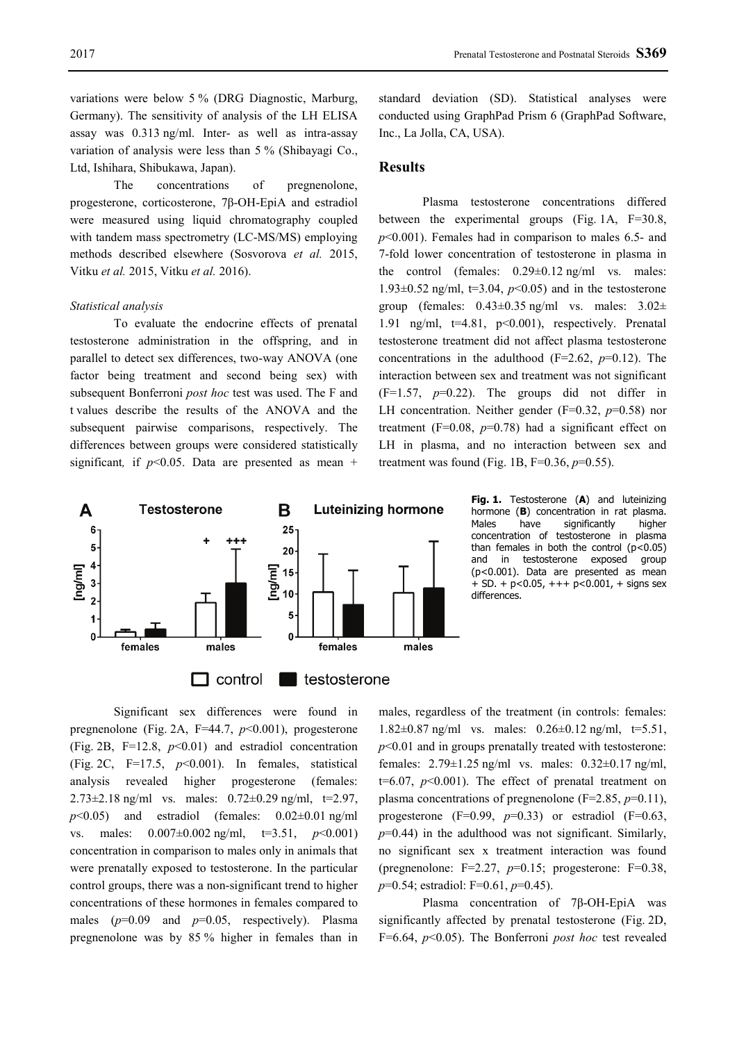variations were below 5 % (DRG Diagnostic, Marburg, Germany). The sensitivity of analysis of the LH ELISA assay was 0.313 ng/ml. Inter- as well as intra-assay variation of analysis were less than 5 % (Shibayagi Co., Ltd, Ishihara, Shibukawa, Japan).

The concentrations of pregnenolone, progesterone, corticosterone, 7β-OH-EpiA and estradiol were measured using liquid chromatography coupled with tandem mass spectrometry (LC-MS/MS) employing methods described elsewhere (Sosvorova *et al.* 2015, Vitku *et al.* 2015, Vitku *et al.* 2016).

*Statistical analysis*

To evaluate the endocrine effects of prenatal testosterone administration in the offspring, and in parallel to detect sex differences, two-way ANOVA (one factor being treatment and second being sex) with subsequent Bonferroni *post hoc* test was used. The F and t values describe the results of the ANOVA and the subsequent pairwise comparisons, respectively. The differences between groups were considered statistically significant, if $p<0.05$. Data are presented as mean + standard deviation (SD). Statistical analyses were conducted using GraphPad Prism 6 (GraphPad Software, Inc., La Jolla, CA, USA).

## Results

Plasma testosterone concentrations differed between the experimental groups (Fig. 1A, F=30.8, $p<0.001$). Females had in comparison to males 6.5- and 7-fold lower concentration of testosterone in plasma in the control (females: 0.29±0.12 ng/ml vs. males: 1.93±0.52 ng/ml, t=3.04, $p<0.05$) and in the testosterone group (females: 0.43±0.35 ng/ml vs. males: 3.02± 1.91 ng/ml, t=4.81, $p<0.001$), respectively. Prenatal testosterone treatment did not affect plasma testosterone concentrations in the adulthood (F=2.62, $p=0.12$). The interaction between sex and treatment was not significant (F=1.57, $p=0.22$). The groups did not differ in LH concentration. Neither gender (F=0.32, $p=0.58$) nor treatment (F=0.08, $p=0.78$) had a significant effect on LH in plasma, and no interaction between sex and treatment was found (Fig. 1B, F=0.36, $p=0.55$).

**Fig. 1.** Testosterone (**A**) and luteinizing hormone (**B**) concentration in rat plasma. Males have significantly higher concentration of testosterone in plasma than females in both the control ($p<0.05$) and in testosterone exposed group ($p<0.001$). Data are presented as mean + SD. + $p<0.05$, +++ $p<0.001$, + signs sex differences.

Significant sex differences were found in pregnenolone (Fig. 2A, F=44.7, $p<0.001$), progesterone (Fig. 2B, F=12.8, $p<0.01$) and estradiol concentration (Fig. 2C, F=17.5, $p<0.001$). In females, statistical analysis revealed higher progesterone (females: 2.73±2.18 ng/ml vs. males: 0.72±0.29 ng/ml, t=2.97, $p<0.05$) and estradiol (females: 0.02±0.01 ng/ml vs. males: 0.007±0.002 ng/ml, t=3.51, $p<0.001$) concentration in comparison to males only in animals that were prenatally exposed to testosterone. In the particular control groups, there was a non-significant trend to higher concentrations of these hormones in females compared to males ($p=0.09$ and $p=0.05$, respectively). Plasma pregnenolone was by 85 % higher in females than in males, regardless of the treatment (in controls: females: 1.82±0.87 ng/ml vs. males: 0.26±0.12 ng/ml, t=5.51, $p<0.01$ and in groups prenatally treated with testosterone: females: 2.79±1.25 ng/ml vs. males: 0.32±0.17 ng/ml, t=6.07, $p<0.001$). The effect of prenatal treatment on plasma concentrations of pregnenolone (F=2.85, $p=0.11$), progesterone (F=0.99, $p=0.33$) or estradiol (F=0.63, $p=0.44$) in the adulthood was not significant. Similarly, no significant sex x treatment interaction was found (pregnenolone: F=2.27, $p=0.15$; progesterone: F=0.38, $p=0.54$; estradiol: F=0.61, $p=0.45$).

Plasma concentration of 7β-OH-EpiA was significantly affected by prenatal testosterone (Fig. 2D, F=6.64, $p<0.05$). The Bonferroni *post hoc* test revealed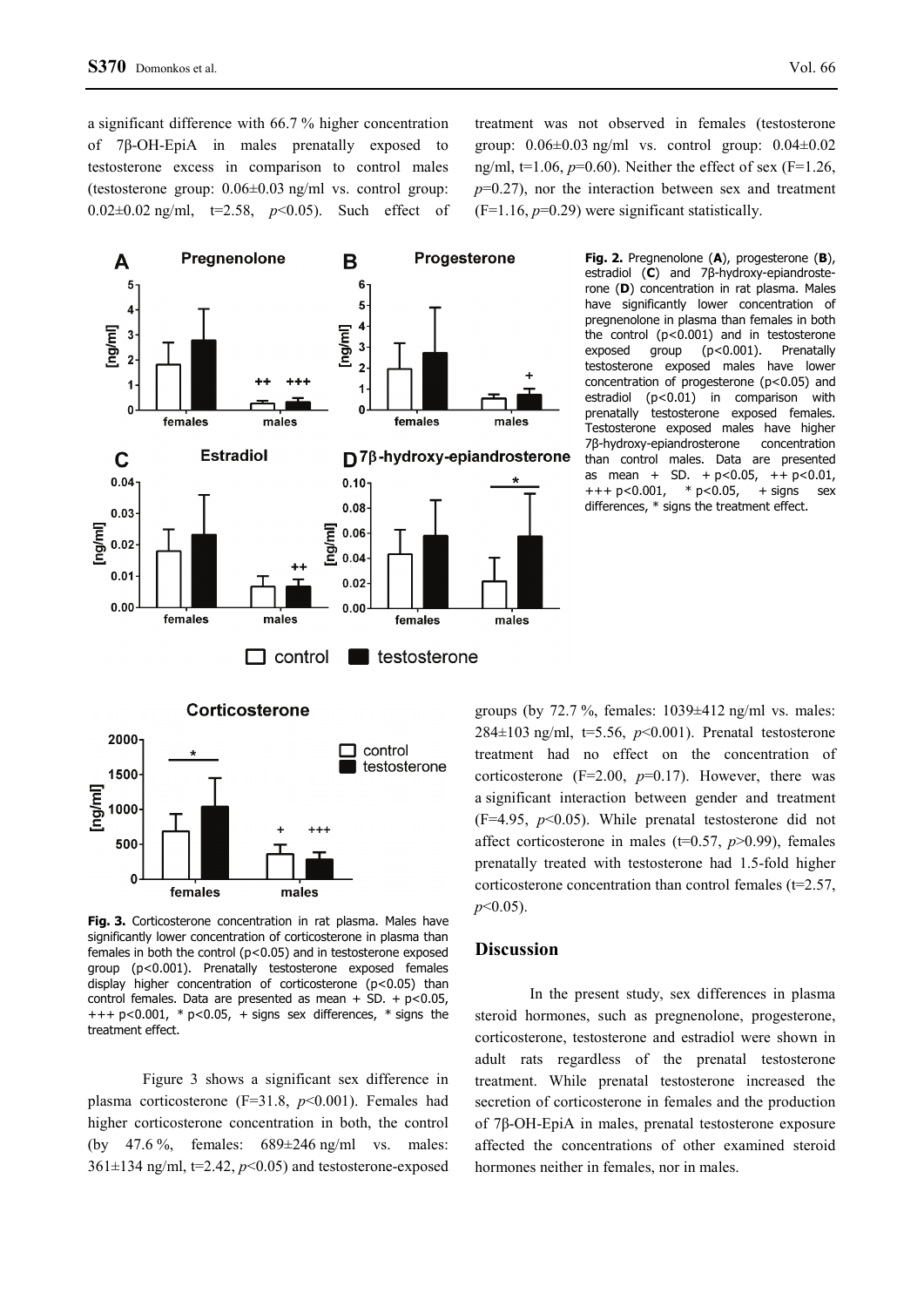a significant difference with 66.7 % higher concentration of 7β-OH-EpiA in males prenatally exposed to testosterone excess in comparison to control males (testosterone group: 0.06±0.03 ng/ml vs. control group: 0.02±0.02 ng/ml, t=2.58, $p$<0.05). Such effect of treatment was not observed in females (testosterone group: 0.06±0.03 ng/ml vs. control group: 0.04±0.02 ng/ml, t=1.06, $p$=0.60). Neither the effect of sex (F=1.26, $p$=0.27), nor the interaction between sex and treatment (F=1.16, $p$=0.29) were significant statistically.

**Fig. 2.** Pregnenolone (**A**), progesterone (**B**), estradiol (**C**) and 7β-hydroxy-epiandrosterone (**D**) concentration in rat plasma. Males have significantly lower concentration of pregnenolone in plasma than females in both the control (p<0.001) and in testosterone exposed group (p<0.001). Prenatally testosterone exposed males have lower concentration of progesterone (p<0.05) and estradiol (p<0.01) in comparison with prenatally testosterone exposed females. Testosterone exposed males have higher 7β-hydroxy-epiandrosterone concentration than control males. Data are presented as mean + SD. + p<0.05, ++ p<0.01, +++ p<0.001, * p<0.05, + signs sex differences, * signs the treatment effect.

**Fig. 3.** Corticosterone concentration in rat plasma. Males have significantly lower concentration of corticosterone in plasma than females in both the control (p<0.05) and in testosterone exposed group (p<0.001). Prenatally testosterone exposed females display higher concentration of corticosterone (p<0.05) than control females. Data are presented as mean + SD. + p<0.05, +++ p<0.001, * p<0.05, + signs sex differences, * signs the treatment effect.

Figure 3 shows a significant sex difference in plasma corticosterone (F=31.8, $p$<0.001). Females had higher corticosterone concentration in both, the control (by 47.6 %, females: 689±246 ng/ml vs. males: 361±134 ng/ml, t=2.42, $p$<0.05) and testosterone-exposed groups (by 72.7 %, females: 1039±412 ng/ml vs. males: 284±103 ng/ml, t=5.56, $p$<0.001). Prenatal testosterone treatment had no effect on the concentration of corticosterone (F=2.00, $p$=0.17). However, there was a significant interaction between gender and treatment (F=4.95, $p$<0.05). While prenatal testosterone did not affect corticosterone in males (t=0.57, $p$>0.99), females prenatally treated with testosterone had 1.5-fold higher corticosterone concentration than control females (t=2.57, $p$<0.05).

## Discussion

In the present study, sex differences in plasma steroid hormones, such as pregnenolone, progesterone, corticosterone, testosterone and estradiol were shown in adult rats regardless of the prenatal testosterone treatment. While prenatal testosterone increased the secretion of corticosterone in females and the production of 7β-OH-EpiA in males, prenatal testosterone exposure affected the concentrations of other examined steroid hormones neither in females, nor in males.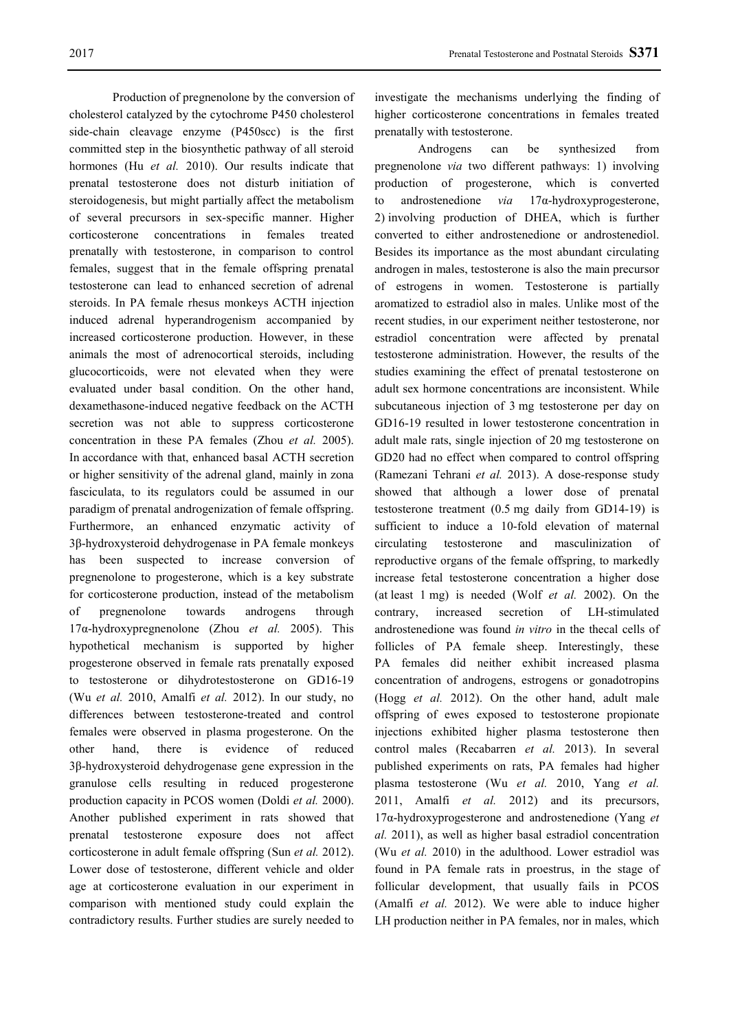Production of pregnenolone by the conversion of cholesterol catalyzed by the cytochrome P450 cholesterol side-chain cleavage enzyme (P450scc) is the first committed step in the biosynthetic pathway of all steroid hormones (Hu *et al.* 2010). Our results indicate that prenatal testosterone does not disturb initiation of steroidogenesis, but might partially affect the metabolism of several precursors in sex-specific manner. Higher corticosterone concentrations in females treated prenatally with testosterone, in comparison to control females, suggest that in the female offspring prenatal testosterone can lead to enhanced secretion of adrenal steroids. In PA female rhesus monkeys ACTH injection induced adrenal hyperandrogenism accompanied by increased corticosterone production. However, in these animals the most of adrenocortical steroids, including glucocorticoids, were not elevated when they were evaluated under basal condition. On the other hand, dexamethasone-induced negative feedback on the ACTH secretion was not able to suppress corticosterone concentration in these PA females (Zhou *et al.* 2005). In accordance with that, enhanced basal ACTH secretion or higher sensitivity of the adrenal gland, mainly in zona fasciculata, to its regulators could be assumed in our paradigm of prenatal androgenization of female offspring. Furthermore, an enhanced enzymatic activity of 3β-hydroxysteroid dehydrogenase in PA female monkeys has been suspected to increase conversion of pregnenolone to progesterone, which is a key substrate for corticosterone production, instead of the metabolism of pregnenolone towards androgens through 17α-hydroxypregnenolone (Zhou *et al.* 2005). This hypothetical mechanism is supported by higher progesterone observed in female rats prenatally exposed to testosterone or dihydrotestosterone on GD16-19 (Wu *et al.* 2010, Amalfi *et al.* 2012). In our study, no differences between testosterone-treated and control females were observed in plasma progesterone. On the other hand, there is evidence of reduced 3β-hydroxysteroid dehydrogenase gene expression in the granulose cells resulting in reduced progesterone production capacity in PCOS women (Doldi *et al.* 2000). Another published experiment in rats showed that prenatal testosterone exposure does not affect corticosterone in adult female offspring (Sun *et al.* 2012). Lower dose of testosterone, different vehicle and older age at corticosterone evaluation in our experiment in comparison with mentioned study could explain the contradictory results. Further studies are surely needed to investigate the mechanisms underlying the finding of higher corticosterone concentrations in females treated prenatally with testosterone.

Androgens can be synthesized from pregnenolone *via* two different pathways: 1) involving production of progesterone, which is converted to androstenedione *via* 17α-hydroxyprogesterone, 2) involving production of DHEA, which is further converted to either androstenedione or androstenediol. Besides its importance as the most abundant circulating androgen in males, testosterone is also the main precursor of estrogens in women. Testosterone is partially aromatized to estradiol also in males. Unlike most of the recent studies, in our experiment neither testosterone, nor estradiol concentration were affected by prenatal testosterone administration. However, the results of the studies examining the effect of prenatal testosterone on adult sex hormone concentrations are inconsistent. While subcutaneous injection of 3 mg testosterone per day on GD16-19 resulted in lower testosterone concentration in adult male rats, single injection of 20 mg testosterone on GD20 had no effect when compared to control offspring (Ramezani Tehrani *et al.* 2013). A dose-response study showed that although a lower dose of prenatal testosterone treatment (0.5 mg daily from GD14-19) is sufficient to induce a 10-fold elevation of maternal circulating testosterone and masculinization of reproductive organs of the female offspring, to markedly increase fetal testosterone concentration a higher dose (at least 1 mg) is needed (Wolf *et al.* 2002). On the contrary, increased secretion of LH-stimulated androstenedione was found *in vitro* in the thecal cells of follicles of PA female sheep. Interestingly, these PA females did neither exhibit increased plasma concentration of androgens, estrogens or gonadotropins (Hogg *et al.* 2012). On the other hand, adult male offspring of ewes exposed to testosterone propionate injections exhibited higher plasma testosterone then control males (Recabarren *et al.* 2013). In several published experiments on rats, PA females had higher plasma testosterone (Wu *et al.* 2010, Yang *et al.* 2011, Amalfi *et al.* 2012) and its precursors, 17α-hydroxyprogesterone and androstenedione (Yang *et al.* 2011), as well as higher basal estradiol concentration (Wu *et al.* 2010) in the adulthood. Lower estradiol was found in PA female rats in proestrus, in the stage of follicular development, that usually fails in PCOS (Amalfi *et al.* 2012). We were able to induce higher LH production neither in PA females, nor in males, which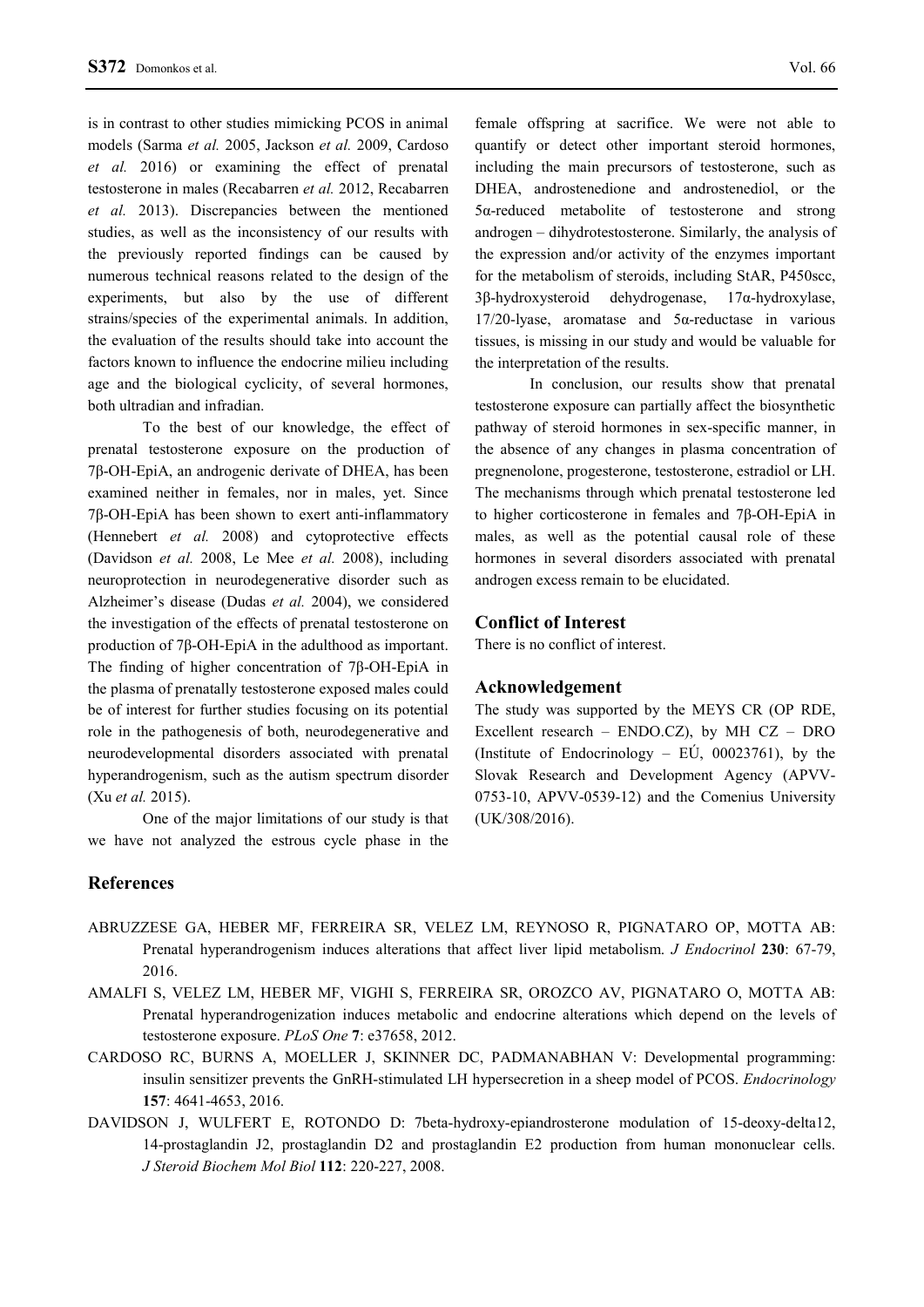is in contrast to other studies mimicking PCOS in animal models (Sarma *et al.* 2005, Jackson *et al.* 2009, Cardoso *et al.* 2016) or examining the effect of prenatal testosterone in males (Recabarren *et al.* 2012, Recabarren *et al.* 2013). Discrepancies between the mentioned studies, as well as the inconsistency of our results with the previously reported findings can be caused by numerous technical reasons related to the design of the experiments, but also by the use of different strains/species of the experimental animals. In addition, the evaluation of the results should take into account the factors known to influence the endocrine milieu including age and the biological cyclicity, of several hormones, both ultradian and infradian.

To the best of our knowledge, the effect of prenatal testosterone exposure on the production of 7β-OH-EpiA, an androgenic derivate of DHEA, has been examined neither in females, nor in males, yet. Since 7β-OH-EpiA has been shown to exert anti-inflammatory (Hennebert *et al.* 2008) and cytoprotective effects (Davidson *et al.* 2008, Le Mee *et al.* 2008), including neuroprotection in neurodegenerative disorder such as Alzheimer's disease (Dudas *et al.* 2004), we considered the investigation of the effects of prenatal testosterone on production of 7β-OH-EpiA in the adulthood as important. The finding of higher concentration of 7β-OH-EpiA in the plasma of prenatally testosterone exposed males could be of interest for further studies focusing on its potential role in the pathogenesis of both, neurodegenerative and neurodevelopmental disorders associated with prenatal hyperandrogenism, such as the autism spectrum disorder (Xu *et al.* 2015).

One of the major limitations of our study is that we have not analyzed the estrous cycle phase in the female offspring at sacrifice. We were not able to quantify or detect other important steroid hormones, including the main precursors of testosterone, such as DHEA, androstenedione and androstenediol, or the 5α-reduced metabolite of testosterone and strong androgen – dihydrotestosterone. Similarly, the analysis of the expression and/or activity of the enzymes important for the metabolism of steroids, including StAR, P450scc, 3β-hydroxysteroid dehydrogenase, 17α-hydroxylase, 17/20-lyase, aromatase and 5α-reductase in various tissues, is missing in our study and would be valuable for the interpretation of the results.

In conclusion, our results show that prenatal testosterone exposure can partially affect the biosynthetic pathway of steroid hormones in sex-specific manner, in the absence of any changes in plasma concentration of pregnenolone, progesterone, testosterone, estradiol or LH. The mechanisms through which prenatal testosterone led to higher corticosterone in females and 7β-OH-EpiA in males, as well as the potential causal role of these hormones in several disorders associated with prenatal androgen excess remain to be elucidated.

## Conflict of Interest

There is no conflict of interest.

## Acknowledgement

The study was supported by the MEYS CR (OP RDE, Excellent research – ENDO.CZ), by MH CZ – DRO (Institute of Endocrinology – EÚ, 00023761), by the Slovak Research and Development Agency (APVV-0753-10, APVV-0539-12) and the Comenius University (UK/308/2016).

## References

ABRUZZESE GA, HEBER MF, FERREIRA SR, VELEZ LM, REYNOSO R, PIGNATARO OP, MOTTA AB: Prenatal hyperandrogenism induces alterations that affect liver lipid metabolism. *J Endocrinol* **230**: 67-79, 2016.

AMALFI S, VELEZ LM, HEBER MF, VIGHI S, FERREIRA SR, OROZCO AV, PIGNATARO O, MOTTA AB: Prenatal hyperandrogenization induces metabolic and endocrine alterations which depend on the levels of testosterone exposure. *PLoS One* **7**: e37658, 2012.

CARDOSO RC, BURNS A, MOELLER J, SKINNER DC, PADMANABHAN V: Developmental programming: insulin sensitizer prevents the GnRH-stimulated LH hypersecretion in a sheep model of PCOS. *Endocrinology* **157**: 4641-4653, 2016.

DAVIDSON J, WULFERT E, ROTONDO D: 7beta-hydroxy-epiandrosterone modulation of 15-deoxy-delta12, 14-prostaglandin J2, prostaglandin D2 and prostaglandin E2 production from human mononuclear cells. *J Steroid Biochem Mol Biol* **112**: 220-227, 2008.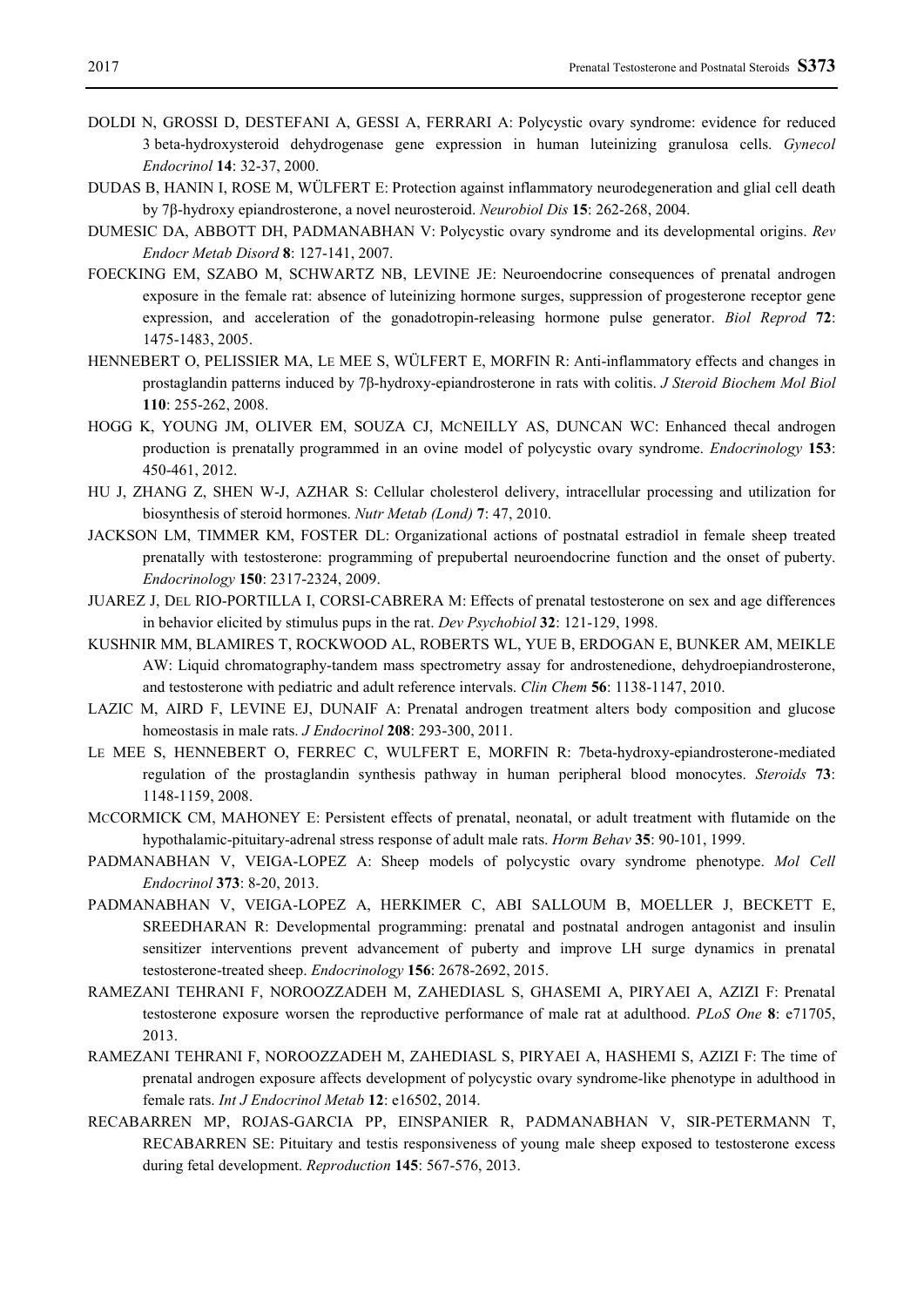DOLDI N, GROSSI D, DESTEFANI A, GESSI A, FERRARI A: Polycystic ovary syndrome: evidence for reduced 3 beta-hydroxysteroid dehydrogenase gene expression in human luteinizing granulosa cells. *Gynecol Endocrinol* **14**: 32-37, 2000.

DUDAS B, HANIN I, ROSE M, WÜLFERT E: Protection against inflammatory neurodegeneration and glial cell death by 7β-hydroxy epiandrosterone, a novel neurosteroid. *Neurobiol Dis* **15**: 262-268, 2004.

DUMESIC DA, ABBOTT DH, PADMANABHAN V: Polycystic ovary syndrome and its developmental origins. *Rev Endocr Metab Disord* **8**: 127-141, 2007.

FOECKING EM, SZABO M, SCHWARTZ NB, LEVINE JE: Neuroendocrine consequences of prenatal androgen exposure in the female rat: absence of luteinizing hormone surges, suppression of progesterone receptor gene expression, and acceleration of the gonadotropin-releasing hormone pulse generator. *Biol Reprod* **72**: 1475-1483, 2005.

HENNEBERT O, PELISSIER MA, LE MEE S, WÜLFERT E, MORFIN R: Anti-inflammatory effects and changes in prostaglandin patterns induced by 7β-hydroxy-epiandrosterone in rats with colitis. *J Steroid Biochem Mol Biol* **110**: 255-262, 2008.

HOGG K, YOUNG JM, OLIVER EM, SOUZA CJ, MCNEILLY AS, DUNCAN WC: Enhanced thecal androgen production is prenatally programmed in an ovine model of polycystic ovary syndrome. *Endocrinology* **153**: 450-461, 2012.

HU J, ZHANG Z, SHEN W-J, AZHAR S: Cellular cholesterol delivery, intracellular processing and utilization for biosynthesis of steroid hormones. *Nutr Metab (Lond)* **7**: 47, 2010.

JACKSON LM, TIMMER KM, FOSTER DL: Organizational actions of postnatal estradiol in female sheep treated prenatally with testosterone: programming of prepubertal neuroendocrine function and the onset of puberty. *Endocrinology* **150**: 2317-2324, 2009.

JUAREZ J, DEL RIO-PORTILLA I, CORSI-CABRERA M: Effects of prenatal testosterone on sex and age differences in behavior elicited by stimulus pups in the rat. *Dev Psychobiol* **32**: 121-129, 1998.

KUSHNIR MM, BLAMIRES T, ROCKWOOD AL, ROBERTS WL, YUE B, ERDOGAN E, BUNKER AM, MEIKLE AW: Liquid chromatography-tandem mass spectrometry assay for androstenedione, dehydroepiandrosterone, and testosterone with pediatric and adult reference intervals. *Clin Chem* **56**: 1138-1147, 2010.

LAZIC M, AIRD F, LEVINE EJ, DUNAIF A: Prenatal androgen treatment alters body composition and glucose homeostasis in male rats. *J Endocrinol* **208**: 293-300, 2011.

LE MEE S, HENNEBERT O, FERREC C, WULFERT E, MORFIN R: 7beta-hydroxy-epiandrosterone-mediated regulation of the prostaglandin synthesis pathway in human peripheral blood monocytes. *Steroids* **73**: 1148-1159, 2008.

MCCORMICK CM, MAHONEY E: Persistent effects of prenatal, neonatal, or adult treatment with flutamide on the hypothalamic-pituitary-adrenal stress response of adult male rats. *Horm Behav* **35**: 90-101, 1999.

PADMANABHAN V, VEIGA-LOPEZ A: Sheep models of polycystic ovary syndrome phenotype. *Mol Cell Endocrinol* **373**: 8-20, 2013.

PADMANABHAN V, VEIGA-LOPEZ A, HERKIMER C, ABI SALLOUM B, MOELLER J, BECKETT E, SREEDHARAN R: Developmental programming: prenatal and postnatal androgen antagonist and insulin sensitizer interventions prevent advancement of puberty and improve LH surge dynamics in prenatal testosterone-treated sheep. *Endocrinology* **156**: 2678-2692, 2015.

RAMEZANI TEHRANI F, NOROOZZADEH M, ZAHEDIASL S, GHASEMI A, PIRYAEI A, AZIZI F: Prenatal testosterone exposure worsen the reproductive performance of male rat at adulthood. *PLoS One* **8**: e71705, 2013.

RAMEZANI TEHRANI F, NOROOZZADEH M, ZAHEDIASL S, PIRYAEI A, HASHEMI S, AZIZI F: The time of prenatal androgen exposure affects development of polycystic ovary syndrome-like phenotype in adulthood in female rats. *Int J Endocrinol Metab* **12**: e16502, 2014.

RECABARREN MP, ROJAS-GARCIA PP, EINSPANIER R, PADMANABHAN V, SIR-PETERMANN T, RECABARREN SE: Pituitary and testis responsiveness of young male sheep exposed to testosterone excess during fetal development. *Reproduction* **145**: 567-576, 2013.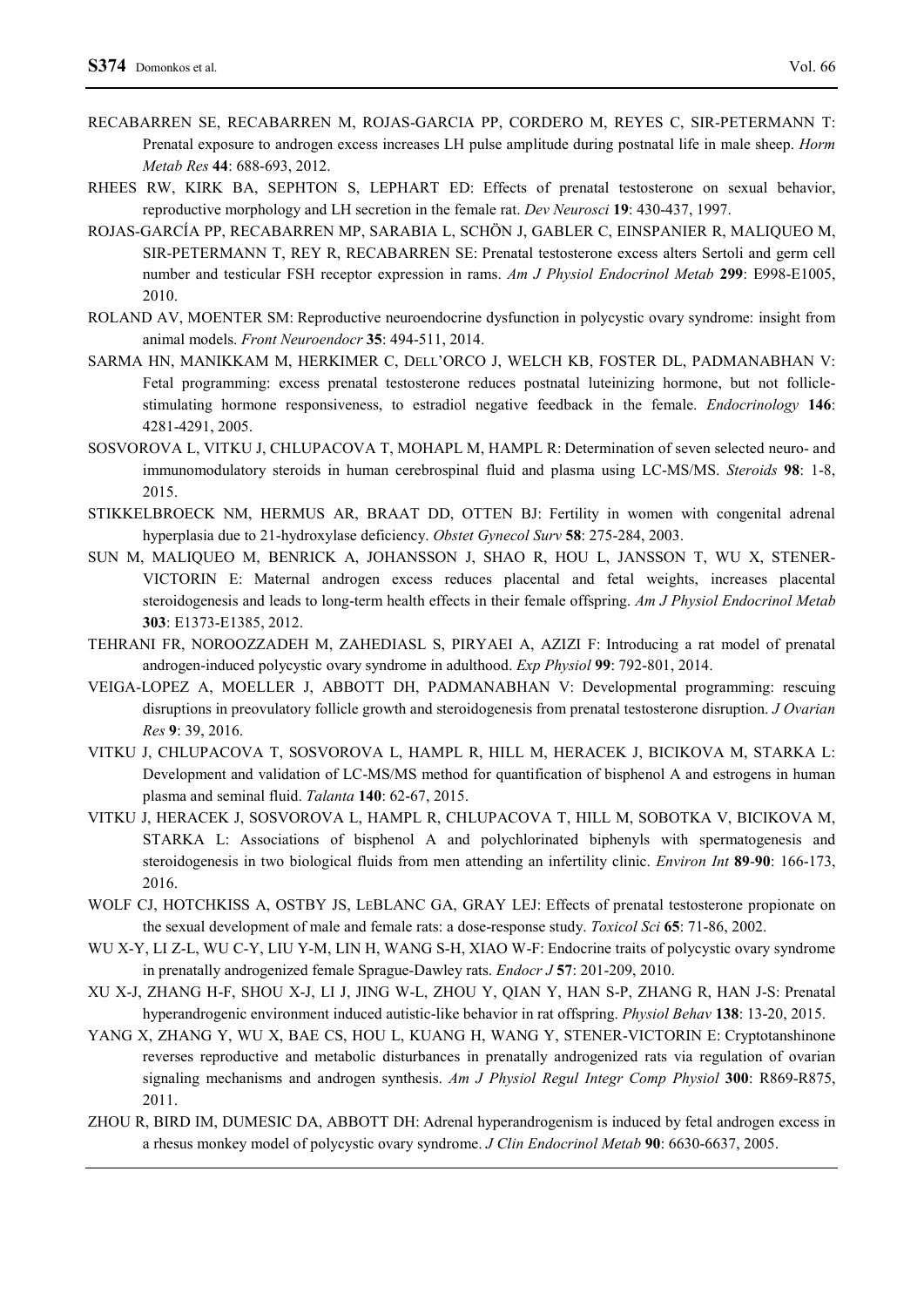RECABARREN SE, RECABARREN M, ROJAS-GARCIA PP, CORDERO M, REYES C, SIR-PETERMANN T: Prenatal exposure to androgen excess increases LH pulse amplitude during postnatal life in male sheep. *Horm Metab Res* **44**: 688-693, 2012.

RHEES RW, KIRK BA, SEPHTON S, LEPHART ED: Effects of prenatal testosterone on sexual behavior, reproductive morphology and LH secretion in the female rat. *Dev Neurosci* **19**: 430-437, 1997.

ROJAS-GARCÍA PP, RECABARREN MP, SARABIA L, SCHÖN J, GABLER C, EINSPANIER R, MALIQUEO M, SIR-PETERMANN T, REY R, RECABARREN SE: Prenatal testosterone excess alters Sertoli and germ cell number and testicular FSH receptor expression in rams. *Am J Physiol Endocrinol Metab* **299**: E998-E1005, 2010.

ROLAND AV, MOENTER SM: Reproductive neuroendocrine dysfunction in polycystic ovary syndrome: insight from animal models. *Front Neuroendocr* **35**: 494-511, 2014.

SARMA HN, MANIKKAM M, HERKIMER C, DELL'ORCO J, WELCH KB, FOSTER DL, PADMANABHAN V: Fetal programming: excess prenatal testosterone reduces postnatal luteinizing hormone, but not follicle-stimulating hormone responsiveness, to estradiol negative feedback in the female. *Endocrinology* **146**: 4281-4291, 2005.

SOSVOROVA L, VITKU J, CHLUPACOVA T, MOHAPL M, HAMPL R: Determination of seven selected neuro- and immunomodulatory steroids in human cerebrospinal fluid and plasma using LC-MS/MS. *Steroids* **98**: 1-8, 2015.

STIKKELBROECK NM, HERMUS AR, BRAAT DD, OTTEN BJ: Fertility in women with congenital adrenal hyperplasia due to 21-hydroxylase deficiency. *Obstet Gynecol Surv* **58**: 275-284, 2003.

SUN M, MALIQUEO M, BENRICK A, JOHANSSON J, SHAO R, HOU L, JANSSON T, WU X, STENER-VICTORIN E: Maternal androgen excess reduces placental and fetal weights, increases placental steroidogenesis and leads to long-term health effects in their female offspring. *Am J Physiol Endocrinol Metab* **303**: E1373-E1385, 2012.

TEHRANI FR, NOROOZZADEH M, ZAHEDIASL S, PIRYAEI A, AZIZI F: Introducing a rat model of prenatal androgen-induced polycystic ovary syndrome in adulthood. *Exp Physiol* **99**: 792-801, 2014.

VEIGA-LOPEZ A, MOELLER J, ABBOTT DH, PADMANABHAN V: Developmental programming: rescuing disruptions in preovulatory follicle growth and steroidogenesis from prenatal testosterone disruption. *J Ovarian Res* **9**: 39, 2016.

VITKU J, CHLUPACOVA T, SOSVOROVA L, HAMPL R, HILL M, HERACEK J, BICIKOVA M, STARKA L: Development and validation of LC-MS/MS method for quantification of bisphenol A and estrogens in human plasma and seminal fluid. *Talanta* **140**: 62-67, 2015.

VITKU J, HERACEK J, SOSVOROVA L, HAMPL R, CHLUPACOVA T, HILL M, SOBOTKA V, BICIKOVA M, STARKA L: Associations of bisphenol A and polychlorinated biphenyls with spermatogenesis and steroidogenesis in two biological fluids from men attending an infertility clinic. *Environ Int* **89-90**: 166-173, 2016.

WOLF CJ, HOTCHKISS A, OSTBY JS, LEBLANC GA, GRAY LEJ: Effects of prenatal testosterone propionate on the sexual development of male and female rats: a dose-response study. *Toxicol Sci* **65**: 71-86, 2002.

WU X-Y, LI Z-L, WU C-Y, LIU Y-M, LIN H, WANG S-H, XIAO W-F: Endocrine traits of polycystic ovary syndrome in prenatally androgenized female Sprague-Dawley rats. *Endocr J* **57**: 201-209, 2010.

XU X-J, ZHANG H-F, SHOU X-J, LI J, JING W-L, ZHOU Y, QIAN Y, HAN S-P, ZHANG R, HAN J-S: Prenatal hyperandrogenic environment induced autistic-like behavior in rat offspring. *Physiol Behav* **138**: 13-20, 2015.

YANG X, ZHANG Y, WU X, BAE CS, HOU L, KUANG H, WANG Y, STENER-VICTORIN E: Cryptotanshinone reverses reproductive and metabolic disturbances in prenatally androgenized rats via regulation of ovarian signaling mechanisms and androgen synthesis. *Am J Physiol Regul Integr Comp Physiol* **300**: R869-R875, 2011.

ZHOU R, BIRD IM, DUMESIC DA, ABBOTT DH: Adrenal hyperandrogenism is induced by fetal androgen excess in a rhesus monkey model of polycystic ovary syndrome. *J Clin Endocrinol Metab* **90**: 6630-6637, 2005.